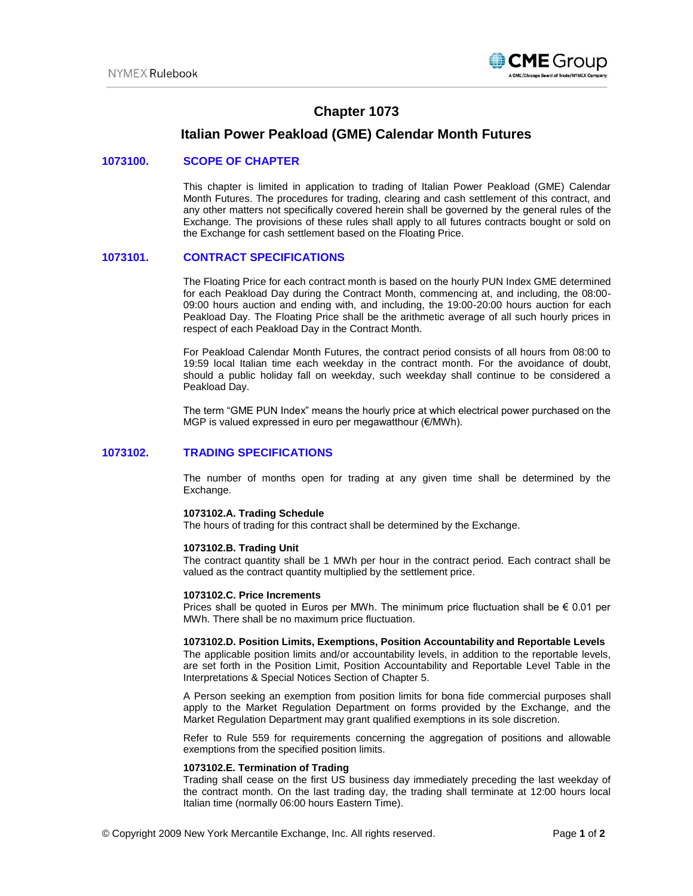# Chapter 1073

## Italian Power Peakload (GME) Calendar Month Futures

### 1073100. SCOPE OF CHAPTER

This chapter is limited in application to trading of Italian Power Peakload (GME) Calendar Month Futures. The procedures for trading, clearing and cash settlement of this contract, and any other matters not specifically covered herein shall be governed by the general rules of the Exchange. The provisions of these rules shall apply to all futures contracts bought or sold on the Exchange for cash settlement based on the Floating Price.

### 1073101. CONTRACT SPECIFICATIONS

The Floating Price for each contract month is based on the hourly PUN Index GME determined for each Peakload Day during the Contract Month, commencing at, and including, the 08:00-09:00 hours auction and ending with, and including, the 19:00-20:00 hours auction for each Peakload Day. The Floating Price shall be the arithmetic average of all such hourly prices in respect of each Peakload Day in the Contract Month.

For Peakload Calendar Month Futures, the contract period consists of all hours from 08:00 to 19:59 local Italian time each weekday in the contract month. For the avoidance of doubt, should a public holiday fall on weekday, such weekday shall continue to be considered a Peakload Day.

The term "GME PUN Index" means the hourly price at which electrical power purchased on the MGP is valued expressed in euro per megawatthour (€/MWh).

### 1073102. TRADING SPECIFICATIONS

The number of months open for trading at any given time shall be determined by the Exchange.

**1073102.A. Trading Schedule**
The hours of trading for this contract shall be determined by the Exchange.

**1073102.B. Trading Unit**
The contract quantity shall be 1 MWh per hour in the contract period. Each contract shall be valued as the contract quantity multiplied by the settlement price.

**1073102.C. Price Increments**
Prices shall be quoted in Euros per MWh. The minimum price fluctuation shall be € 0.01 per MWh. There shall be no maximum price fluctuation.

**1073102.D. Position Limits, Exemptions, Position Accountability and Reportable Levels**
The applicable position limits and/or accountability levels, in addition to the reportable levels, are set forth in the Position Limit, Position Accountability and Reportable Level Table in the Interpretations & Special Notices Section of Chapter 5.

A Person seeking an exemption from position limits for bona fide commercial purposes shall apply to the Market Regulation Department on forms provided by the Exchange, and the Market Regulation Department may grant qualified exemptions in its sole discretion.

Refer to Rule 559 for requirements concerning the aggregation of positions and allowable exemptions from the specified position limits.

**1073102.E. Termination of Trading**
Trading shall cease on the first US business day immediately preceding the last weekday of the contract month. On the last trading day, the trading shall terminate at 12:00 hours local Italian time (normally 06:00 hours Eastern Time).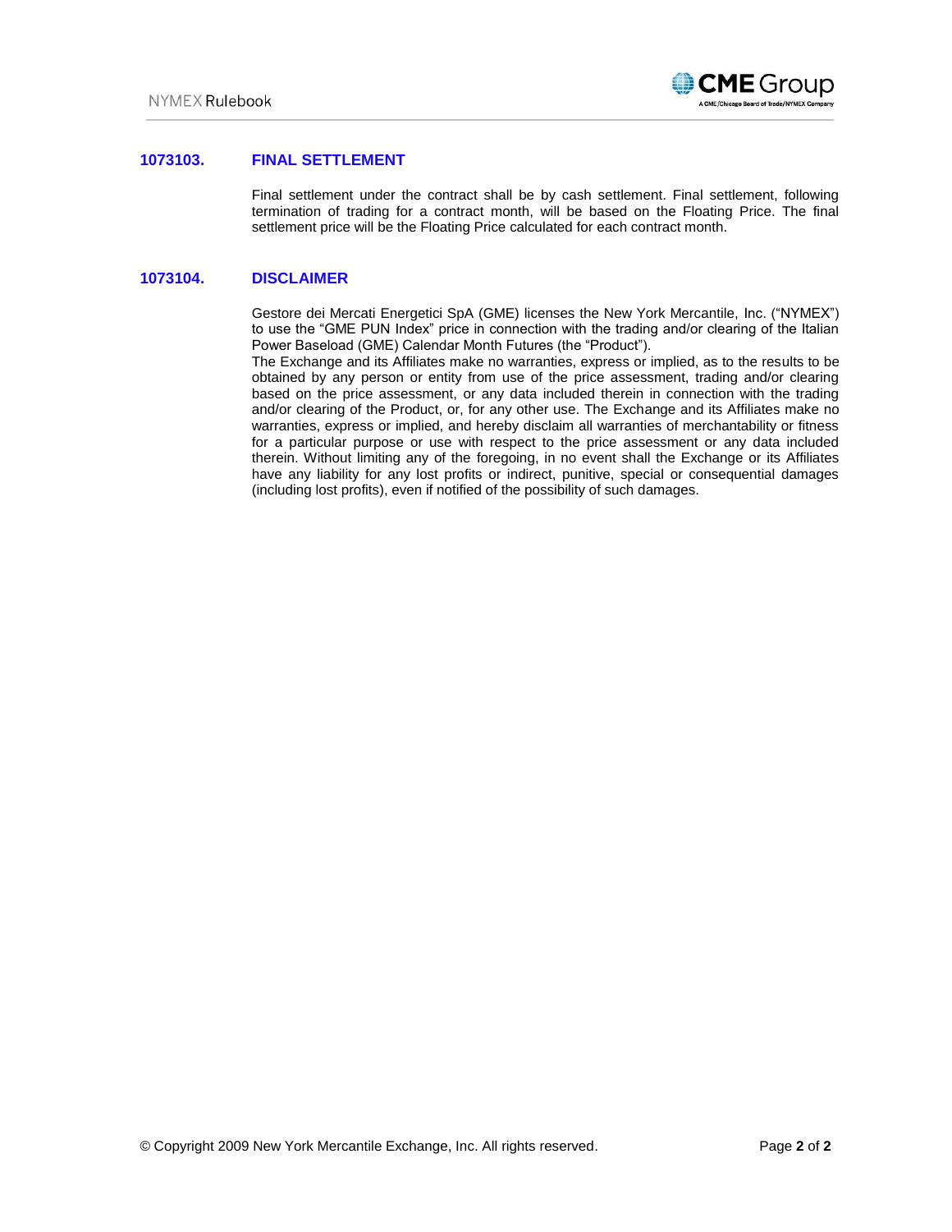## 1073103. FINAL SETTLEMENT

Final settlement under the contract shall be by cash settlement. Final settlement, following termination of trading for a contract month, will be based on the Floating Price. The final settlement price will be the Floating Price calculated for each contract month.

## 1073104. DISCLAIMER

Gestore dei Mercati Energetici SpA (GME) licenses the New York Mercantile, Inc. ("NYMEX") to use the "GME PUN Index" price in connection with the trading and/or clearing of the Italian Power Baseload (GME) Calendar Month Futures (the "Product").

The Exchange and its Affiliates make no warranties, express or implied, as to the results to be obtained by any person or entity from use of the price assessment, trading and/or clearing based on the price assessment, or any data included therein in connection with the trading and/or clearing of the Product, or, for any other use. The Exchange and its Affiliates make no warranties, express or implied, and hereby disclaim all warranties of merchantability or fitness for a particular purpose or use with respect to the price assessment or any data included therein. Without limiting any of the foregoing, in no event shall the Exchange or its Affiliates have any liability for any lost profits or indirect, punitive, special or consequential damages (including lost profits), even if notified of the possibility of such damages.

© Copyright 2009 New York Mercantile Exchange, Inc. All rights reserved.